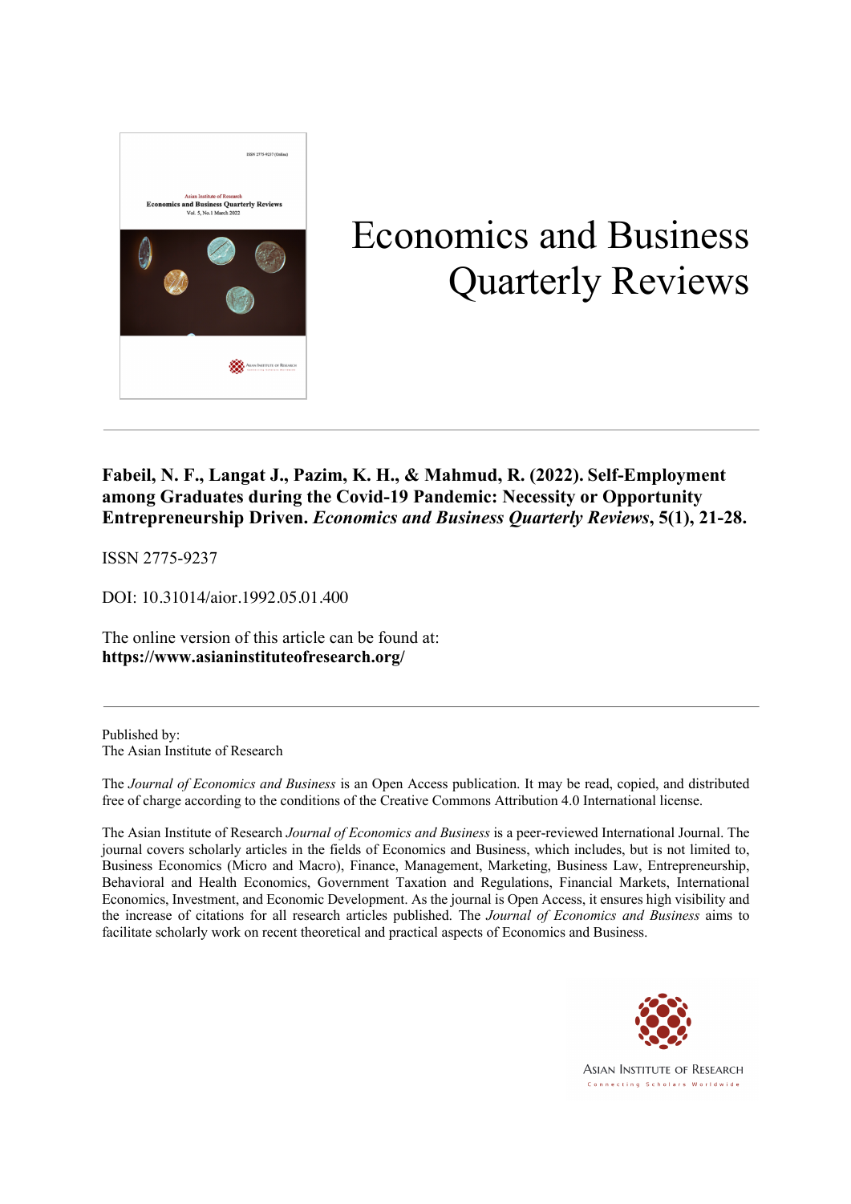# Economics and Business Quarterly Reviews

**Fabeil, N. F., Langat J., Pazim, K. H., & Mahmud, R. (2022). Self-Employment among Graduates during the Covid-19 Pandemic: Necessity or Opportunity Entrepreneurship Driven. *Economics and Business Quarterly Reviews*, 5(1), 21-28.**

ISSN 2775-9237

DOI: 10.31014/aior.1992.05.01.400

The online version of this article can be found at:
**https://www.asianinstituteofresearch.org/**

---

Published by:
The Asian Institute of Research

The *Journal of Economics and Business* is an Open Access publication. It may be read, copied, and distributed free of charge according to the conditions of the Creative Commons Attribution 4.0 International license.

The Asian Institute of Research *Journal of Economics and Business* is a peer-reviewed International Journal. The journal covers scholarly articles in the fields of Economics and Business, which includes, but is not limited to, Business Economics (Micro and Macro), Finance, Management, Marketing, Business Law, Entrepreneurship, Behavioral and Health Economics, Government Taxation and Regulations, Financial Markets, International Economics, Investment, and Economic Development. As the journal is Open Access, it ensures high visibility and the increase of citations for all research articles published. The *Journal of Economics and Business* aims to facilitate scholarly work on recent theoretical and practical aspects of Economics and Business.

ASIAN INSTITUTE OF RESEARCH
Connecting Scholars Worldwide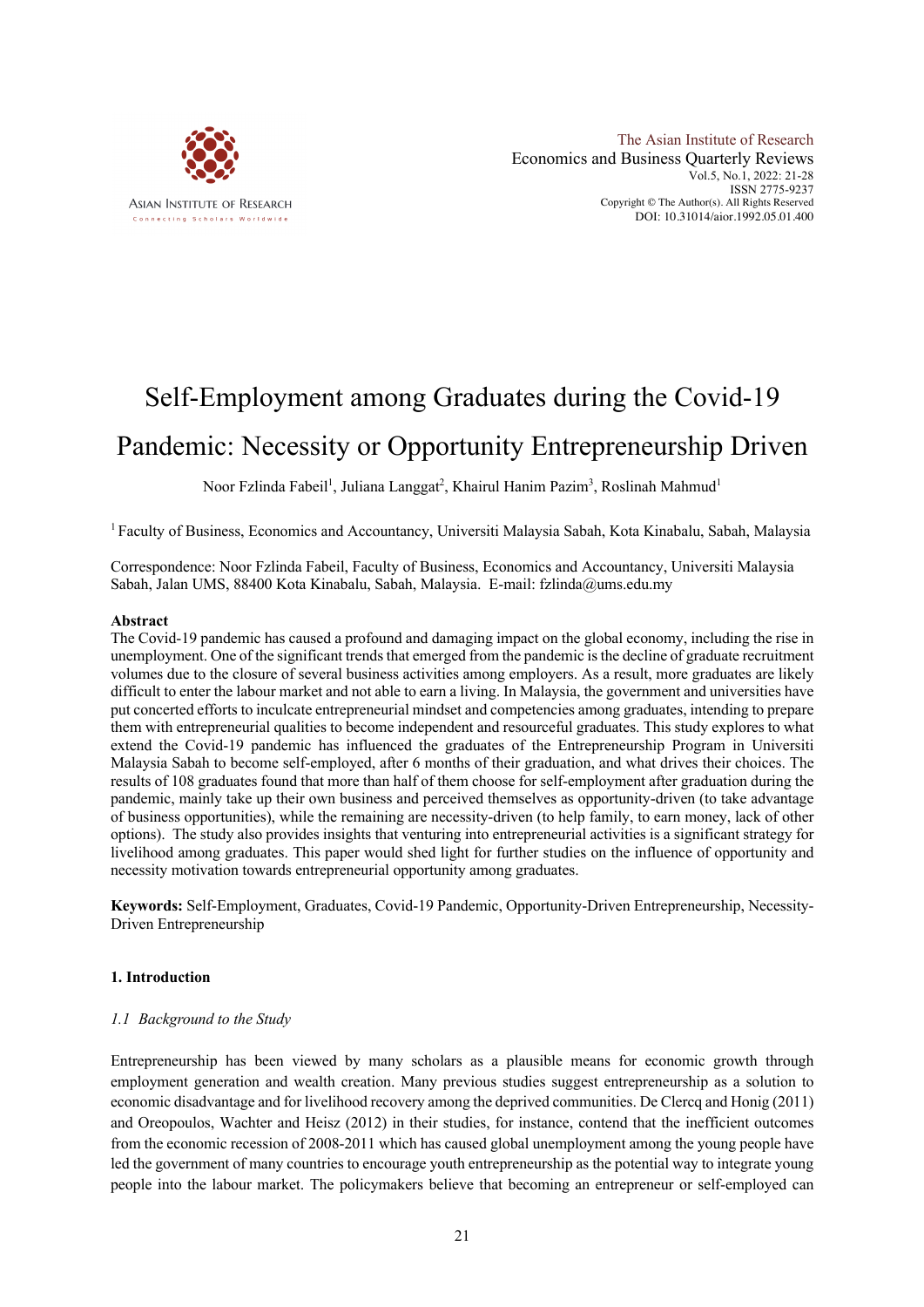# Self-Employment among Graduates during the Covid-19 Pandemic: Necessity or Opportunity Entrepreneurship Driven

Noor Fzlinda Fabeil[1], Juliana Langgat[2], Khairul Hanim Pazim[3], Roslinah Mahmud[1]

[1] Faculty of Business, Economics and Accountancy, Universiti Malaysia Sabah, Kota Kinabalu, Sabah, Malaysia

Correspondence: Noor Fzlinda Fabeil, Faculty of Business, Economics and Accountancy, Universiti Malaysia Sabah, Jalan UMS, 88400 Kota Kinabalu, Sabah, Malaysia. E-mail: fzlinda@ums.edu.my

**Abstract**

The Covid-19 pandemic has caused a profound and damaging impact on the global economy, including the rise in unemployment. One of the significant trends that emerged from the pandemic is the decline of graduate recruitment volumes due to the closure of several business activities among employers. As a result, more graduates are likely difficult to enter the labour market and not able to earn a living. In Malaysia, the government and universities have put concerted efforts to inculcate entrepreneurial mindset and competencies among graduates, intending to prepare them with entrepreneurial qualities to become independent and resourceful graduates. This study explores to what extend the Covid-19 pandemic has influenced the graduates of the Entrepreneurship Program in Universiti Malaysia Sabah to become self-employed, after 6 months of their graduation, and what drives their choices. The results of 108 graduates found that more than half of them choose for self-employment after graduation during the pandemic, mainly take up their own business and perceived themselves as opportunity-driven (to take advantage of business opportunities), while the remaining are necessity-driven (to help family, to earn money, lack of other options). The study also provides insights that venturing into entrepreneurial activities is a significant strategy for livelihood among graduates. This paper would shed light for further studies on the influence of opportunity and necessity motivation towards entrepreneurial opportunity among graduates.

**Keywords:** Self-Employment, Graduates, Covid-19 Pandemic, Opportunity-Driven Entrepreneurship, Necessity-Driven Entrepreneurship

## 1. Introduction

### *1.1 Background to the Study*

Entrepreneurship has been viewed by many scholars as a plausible means for economic growth through employment generation and wealth creation. Many previous studies suggest entrepreneurship as a solution to economic disadvantage and for livelihood recovery among the deprived communities. De Clercq and Honig (2011) and Oreopoulos, Wachter and Heisz (2012) in their studies, for instance, contend that the inefficient outcomes from the economic recession of 2008-2011 which has caused global unemployment among the young people have led the government of many countries to encourage youth entrepreneurship as the potential way to integrate young people into the labour market. The policymakers believe that becoming an entrepreneur or self-employed can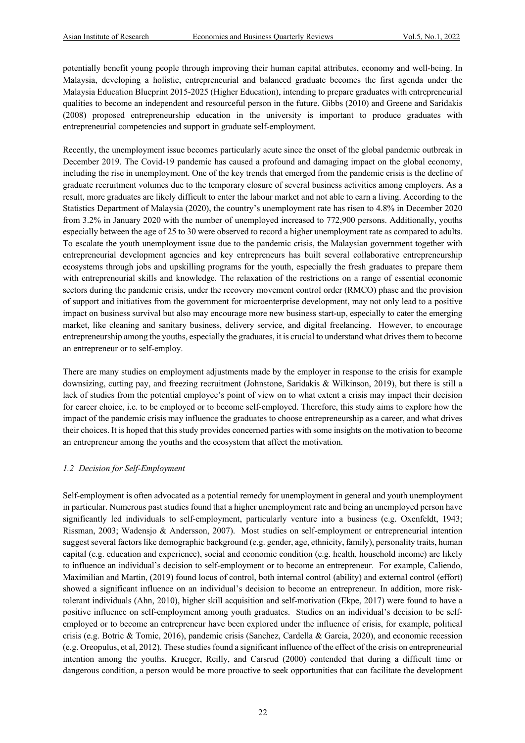potentially benefit young people through improving their human capital attributes, economy and well-being. In Malaysia, developing a holistic, entrepreneurial and balanced graduate becomes the first agenda under the Malaysia Education Blueprint 2015-2025 (Higher Education), intending to prepare graduates with entrepreneurial qualities to become an independent and resourceful person in the future. Gibbs (2010) and Greene and Saridakis (2008) proposed entrepreneurship education in the university is important to produce graduates with entrepreneurial competencies and support in graduate self-employment.

Recently, the unemployment issue becomes particularly acute since the onset of the global pandemic outbreak in December 2019. The Covid-19 pandemic has caused a profound and damaging impact on the global economy, including the rise in unemployment. One of the key trends that emerged from the pandemic crisis is the decline of graduate recruitment volumes due to the temporary closure of several business activities among employers. As a result, more graduates are likely difficult to enter the labour market and not able to earn a living. According to the Statistics Department of Malaysia (2020), the country's unemployment rate has risen to 4.8% in December 2020 from 3.2% in January 2020 with the number of unemployed increased to 772,900 persons. Additionally, youths especially between the age of 25 to 30 were observed to record a higher unemployment rate as compared to adults. To escalate the youth unemployment issue due to the pandemic crisis, the Malaysian government together with entrepreneurial development agencies and key entrepreneurs has built several collaborative entrepreneurship ecosystems through jobs and upskilling programs for the youth, especially the fresh graduates to prepare them with entrepreneurial skills and knowledge. The relaxation of the restrictions on a range of essential economic sectors during the pandemic crisis, under the recovery movement control order (RMCO) phase and the provision of support and initiatives from the government for microenterprise development, may not only lead to a positive impact on business survival but also may encourage more new business start-up, especially to cater the emerging market, like cleaning and sanitary business, delivery service, and digital freelancing. However, to encourage entrepreneurship among the youths, especially the graduates, it is crucial to understand what drives them to become an entrepreneur or to self-employ.

There are many studies on employment adjustments made by the employer in response to the crisis for example downsizing, cutting pay, and freezing recruitment (Johnstone, Saridakis & Wilkinson, 2019), but there is still a lack of studies from the potential employee's point of view on to what extent a crisis may impact their decision for career choice, i.e. to be employed or to become self-employed. Therefore, this study aims to explore how the impact of the pandemic crisis may influence the graduates to choose entrepreneurship as a career, and what drives their choices. It is hoped that this study provides concerned parties with some insights on the motivation to become an entrepreneur among the youths and the ecosystem that affect the motivation.

### *1.2 Decision for Self-Employment*

Self-employment is often advocated as a potential remedy for unemployment in general and youth unemployment in particular. Numerous past studies found that a higher unemployment rate and being an unemployed person have significantly led individuals to self-employment, particularly venture into a business (e.g. Oxenfeldt, 1943; Rissman, 2003; Wadensjo & Andersson, 2007). Most studies on self-employment or entrepreneurial intention suggest several factors like demographic background (e.g. gender, age, ethnicity, family), personality traits, human capital (e.g. education and experience), social and economic condition (e.g. health, household income) are likely to influence an individual's decision to self-employment or to become an entrepreneur. For example, Caliendo, Maximilian and Martin, (2019) found locus of control, both internal control (ability) and external control (effort) showed a significant influence on an individual's decision to become an entrepreneur. In addition, more risk-tolerant individuals (Ahn, 2010), higher skill acquisition and self-motivation (Ekpe, 2017) were found to have a positive influence on self-employment among youth graduates. Studies on an individual's decision to be self-employed or to become an entrepreneur have been explored under the influence of crisis, for example, political crisis (e.g. Botric & Tomic, 2016), pandemic crisis (Sanchez, Cardella & Garcia, 2020), and economic recession (e.g. Oreopulus, et al, 2012). These studies found a significant influence of the effect of the crisis on entrepreneurial intention among the youths. Krueger, Reilly, and Carsrud (2000) contended that during a difficult time or dangerous condition, a person would be more proactive to seek opportunities that can facilitate the development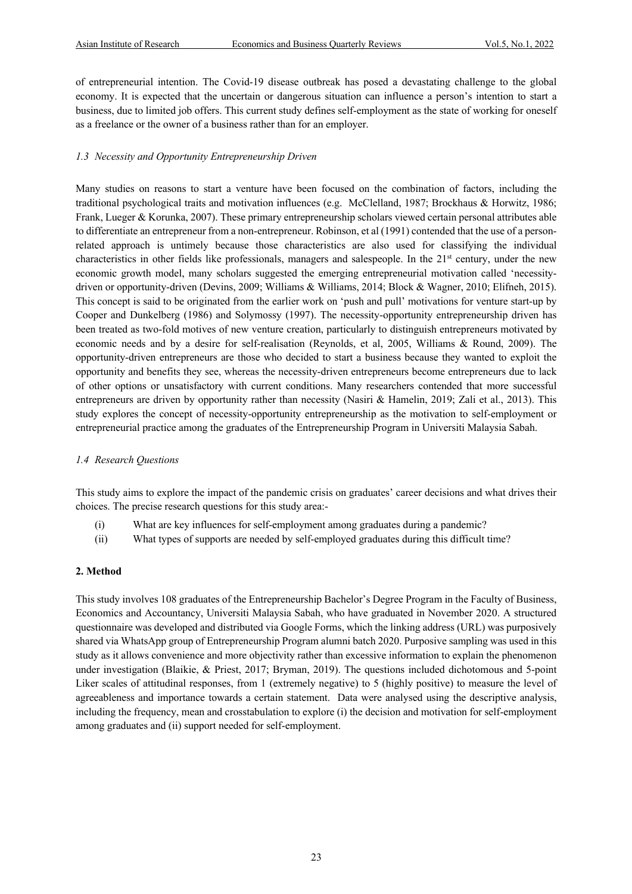of entrepreneurial intention. The Covid-19 disease outbreak has posed a devastating challenge to the global economy. It is expected that the uncertain or dangerous situation can influence a person's intention to start a business, due to limited job offers. This current study defines self-employment as the state of working for oneself as a freelance or the owner of a business rather than for an employer.

### *1.3 Necessity and Opportunity Entrepreneurship Driven*

Many studies on reasons to start a venture have been focused on the combination of factors, including the traditional psychological traits and motivation influences (e.g. McClelland, 1987; Brockhaus & Horwitz, 1986; Frank, Lueger & Korunka, 2007). These primary entrepreneurship scholars viewed certain personal attributes able to differentiate an entrepreneur from a non-entrepreneur. Robinson, et al (1991) contended that the use of a person-related approach is untimely because those characteristics are also used for classifying the individual characteristics in other fields like professionals, managers and salespeople. In the 21st century, under the new economic growth model, many scholars suggested the emerging entrepreneurial motivation called 'necessity-driven or opportunity-driven (Devins, 2009; Williams & Williams, 2014; Block & Wagner, 2010; Elifneh, 2015). This concept is said to be originated from the earlier work on 'push and pull' motivations for venture start-up by Cooper and Dunkelberg (1986) and Solymossy (1997). The necessity-opportunity entrepreneurship driven has been treated as two-fold motives of new venture creation, particularly to distinguish entrepreneurs motivated by economic needs and by a desire for self-realisation (Reynolds, et al, 2005, Williams & Round, 2009). The opportunity-driven entrepreneurs are those who decided to start a business because they wanted to exploit the opportunity and benefits they see, whereas the necessity-driven entrepreneurs become entrepreneurs due to lack of other options or unsatisfactory with current conditions. Many researchers contended that more successful entrepreneurs are driven by opportunity rather than necessity (Nasiri & Hamelin, 2019; Zali et al., 2013). This study explores the concept of necessity-opportunity entrepreneurship as the motivation to self-employment or entrepreneurial practice among the graduates of the Entrepreneurship Program in Universiti Malaysia Sabah.

### *1.4 Research Questions*

This study aims to explore the impact of the pandemic crisis on graduates' career decisions and what drives their choices. The precise research questions for this study area:-

(i) What are key influences for self-employment among graduates during a pandemic?
(ii) What types of supports are needed by self-employed graduates during this difficult time?

## 2. Method

This study involves 108 graduates of the Entrepreneurship Bachelor's Degree Program in the Faculty of Business, Economics and Accountancy, Universiti Malaysia Sabah, who have graduated in November 2020. A structured questionnaire was developed and distributed via Google Forms, which the linking address (URL) was purposively shared via WhatsApp group of Entrepreneurship Program alumni batch 2020. Purposive sampling was used in this study as it allows convenience and more objectivity rather than excessive information to explain the phenomenon under investigation (Blaikie, & Priest, 2017; Bryman, 2019). The questions included dichotomous and 5-point Liker scales of attitudinal responses, from 1 (extremely negative) to 5 (highly positive) to measure the level of agreeableness and importance towards a certain statement. Data were analysed using the descriptive analysis, including the frequency, mean and crosstabulation to explore (i) the decision and motivation for self-employment among graduates and (ii) support needed for self-employment.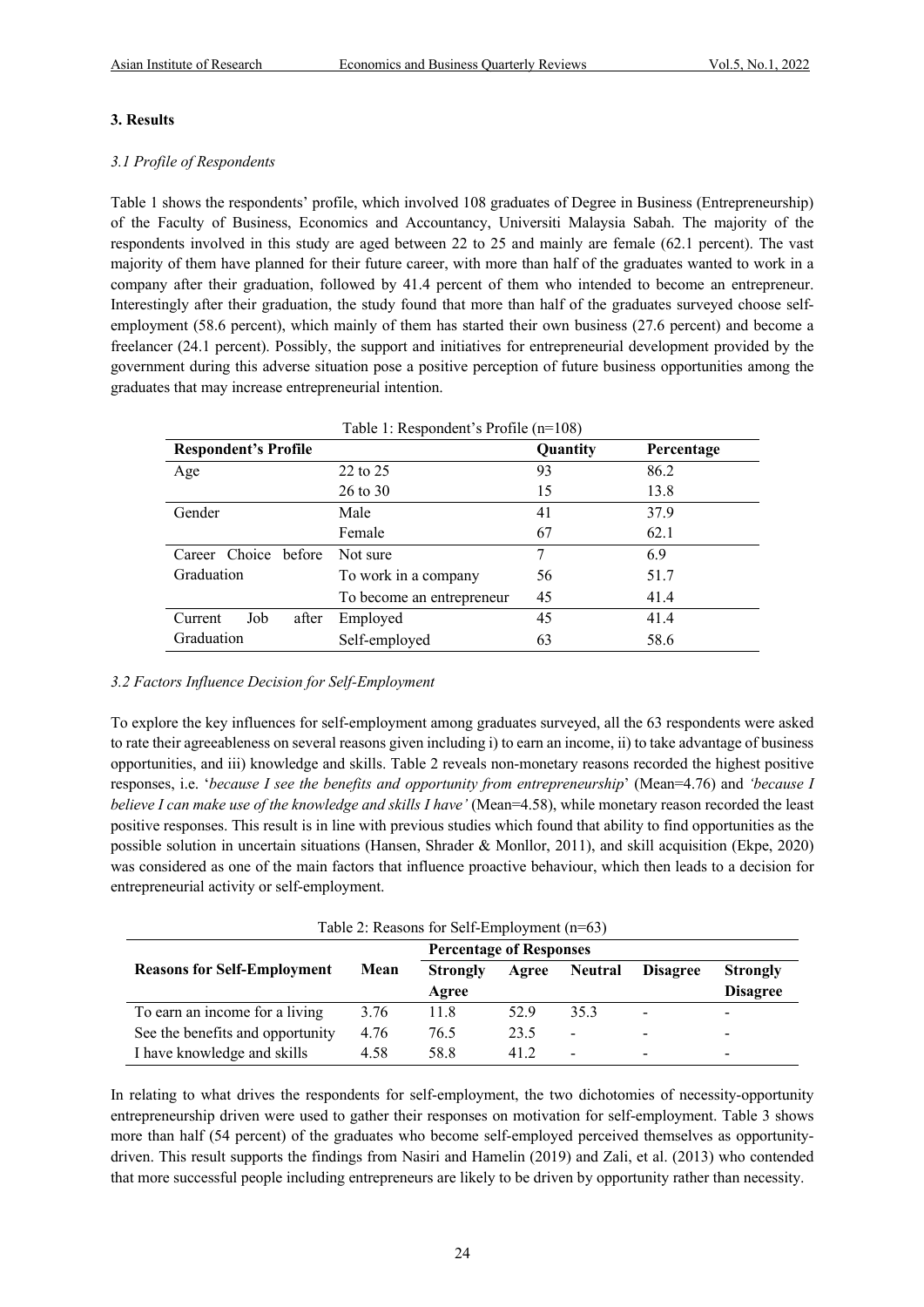## 3. Results

### 3.1 Profile of Respondents

Table 1 shows the respondents' profile, which involved 108 graduates of Degree in Business (Entrepreneurship) of the Faculty of Business, Economics and Accountancy, Universiti Malaysia Sabah. The majority of the respondents involved in this study are aged between 22 to 25 and mainly are female (62.1 percent). The vast majority of them have planned for their future career, with more than half of the graduates wanted to work in a company after their graduation, followed by 41.4 percent of them who intended to become an entrepreneur. Interestingly after their graduation, the study found that more than half of the graduates surveyed choose self-employment (58.6 percent), which mainly of them has started their own business (27.6 percent) and become a freelancer (24.1 percent). Possibly, the support and initiatives for entrepreneurial development provided by the government during this adverse situation pose a positive perception of future business opportunities among the graduates that may increase entrepreneurial intention.

Table 1: Respondent's Profile (n=108)

| Respondent's Profile | | Quantity | Percentage |
|---|---|---|---|
| Age | 22 to 25 | 93 | 86.2 |
| | 26 to 30 | 15 | 13.8 |
| Gender | Male | 41 | 37.9 |
| | Female | 67 | 62.1 |
| Career Choice before Graduation | Not sure | 7 | 6.9 |
| | To work in a company | 56 | 51.7 |
| | To become an entrepreneur | 45 | 41.4 |
| Current Job after Graduation | Employed | 45 | 41.4 |
| | Self-employed | 63 | 58.6 |

### 3.2 Factors Influence Decision for Self-Employment

To explore the key influences for self-employment among graduates surveyed, all the 63 respondents were asked to rate their agreeableness on several reasons given including i) to earn an income, ii) to take advantage of business opportunities, and iii) knowledge and skills. Table 2 reveals non-monetary reasons recorded the highest positive responses, i.e. '*because I see the benefits and opportunity from entrepreneurship*' (Mean=4.76) and *'because I believe I can make use of the knowledge and skills I have'* (Mean=4.58), while monetary reason recorded the least positive responses. This result is in line with previous studies which found that ability to find opportunities as the possible solution in uncertain situations (Hansen, Shrader & Monllor, 2011), and skill acquisition (Ekpe, 2020) was considered as one of the main factors that influence proactive behaviour, which then leads to a decision for entrepreneurial activity or self-employment.

Table 2: Reasons for Self-Employment (n=63)

| Reasons for Self-Employment | Mean | Percentage of Responses | | | | |
|---|---|---|---|---|---|---|
| | | Strongly Agree | Agree | Neutral | Disagree | Strongly Disagree |
| To earn an income for a living | 3.76 | 11.8 | 52.9 | 35.3 | - | - |
| See the benefits and opportunity | 4.76 | 76.5 | 23.5 | - | - | - |
| I have knowledge and skills | 4.58 | 58.8 | 41.2 | - | - | - |

In relating to what drives the respondents for self-employment, the two dichotomies of necessity-opportunity entrepreneurship driven were used to gather their responses on motivation for self-employment. Table 3 shows more than half (54 percent) of the graduates who become self-employed perceived themselves as opportunity-driven. This result supports the findings from Nasiri and Hamelin (2019) and Zali, et al. (2013) who contended that more successful people including entrepreneurs are likely to be driven by opportunity rather than necessity.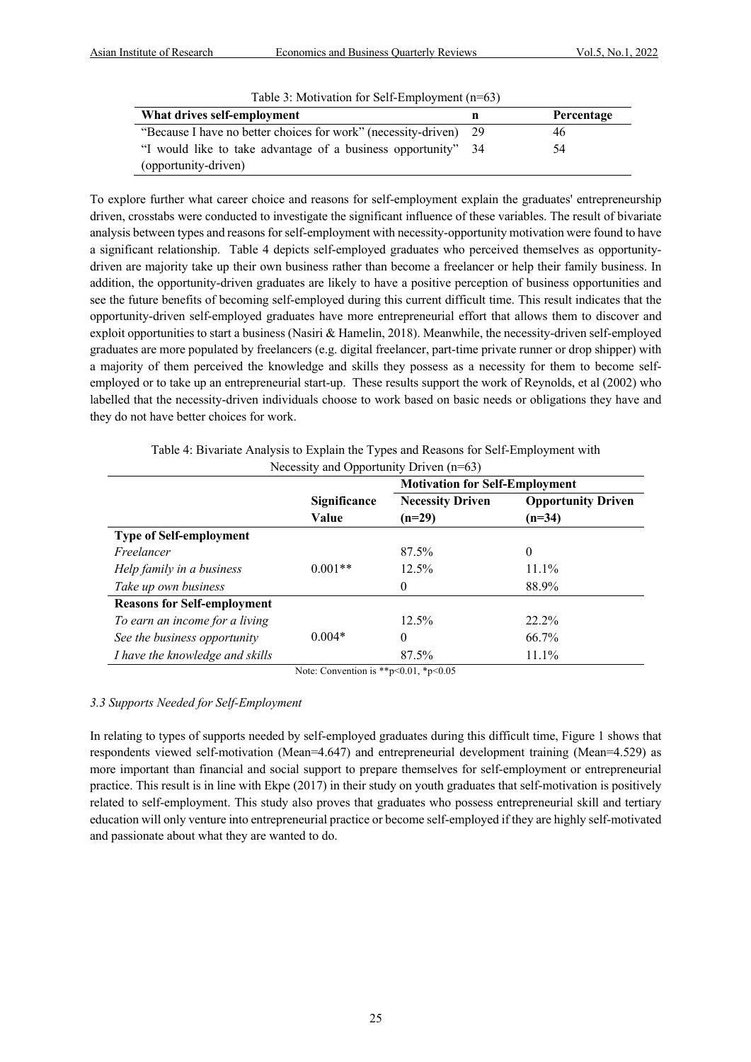Table 3: Motivation for Self-Employment (n=63)

| What drives self-employment | n | Percentage |
|---|---|---|
| "Because I have no better choices for work" (necessity-driven) | 29 | 46 |
| "I would like to take advantage of a business opportunity" (opportunity-driven) | 34 | 54 |

To explore further what career choice and reasons for self-employment explain the graduates' entrepreneurship driven, crosstabs were conducted to investigate the significant influence of these variables. The result of bivariate analysis between types and reasons for self-employment with necessity-opportunity motivation were found to have a significant relationship. Table 4 depicts self-employed graduates who perceived themselves as opportunity-driven are majority take up their own business rather than become a freelancer or help their family business. In addition, the opportunity-driven graduates are likely to have a positive perception of business opportunities and see the future benefits of becoming self-employed during this current difficult time. This result indicates that the opportunity-driven self-employed graduates have more entrepreneurial effort that allows them to discover and exploit opportunities to start a business (Nasiri & Hamelin, 2018). Meanwhile, the necessity-driven self-employed graduates are more populated by freelancers (e.g. digital freelancer, part-time private runner or drop shipper) with a majority of them perceived the knowledge and skills they possess as a necessity for them to become self-employed or to take up an entrepreneurial start-up. These results support the work of Reynolds, et al (2002) who labelled that the necessity-driven individuals choose to work based on basic needs or obligations they have and they do not have better choices for work.

Table 4: Bivariate Analysis to Explain the Types and Reasons for Self-Employment with Necessity and Opportunity Driven (n=63)

| | Significance Value | Motivation for Self-Employment | |
|---|---|---|---|
| | | **Necessity Driven (n=29)** | **Opportunity Driven (n=34)** |
| **Type of Self-employment** | | | |
| *Freelancer* | | 87.5% | 0 |
| *Help family in a business* | 0.001** | 12.5% | 11.1% |
| *Take up own business* | | 0 | 88.9% |
| **Reasons for Self-employment** | | | |
| *To earn an income for a living* | | 12.5% | 22.2% |
| *See the business opportunity* | 0.004* | 0 | 66.7% |
| *I have the knowledge and skills* | | 87.5% | 11.1% |

Note: Convention is $^{**}p<0.01$, $^{*}p<0.05$

### *3.3 Supports Needed for Self-Employment*

In relating to types of supports needed by self-employed graduates during this difficult time, Figure 1 shows that respondents viewed self-motivation (Mean=4.647) and entrepreneurial development training (Mean=4.529) as more important than financial and social support to prepare themselves for self-employment or entrepreneurial practice. This result is in line with Ekpe (2017) in their study on youth graduates that self-motivation is positively related to self-employment. This study also proves that graduates who possess entrepreneurial skill and tertiary education will only venture into entrepreneurial practice or become self-employed if they are highly self-motivated and passionate about what they are wanted to do.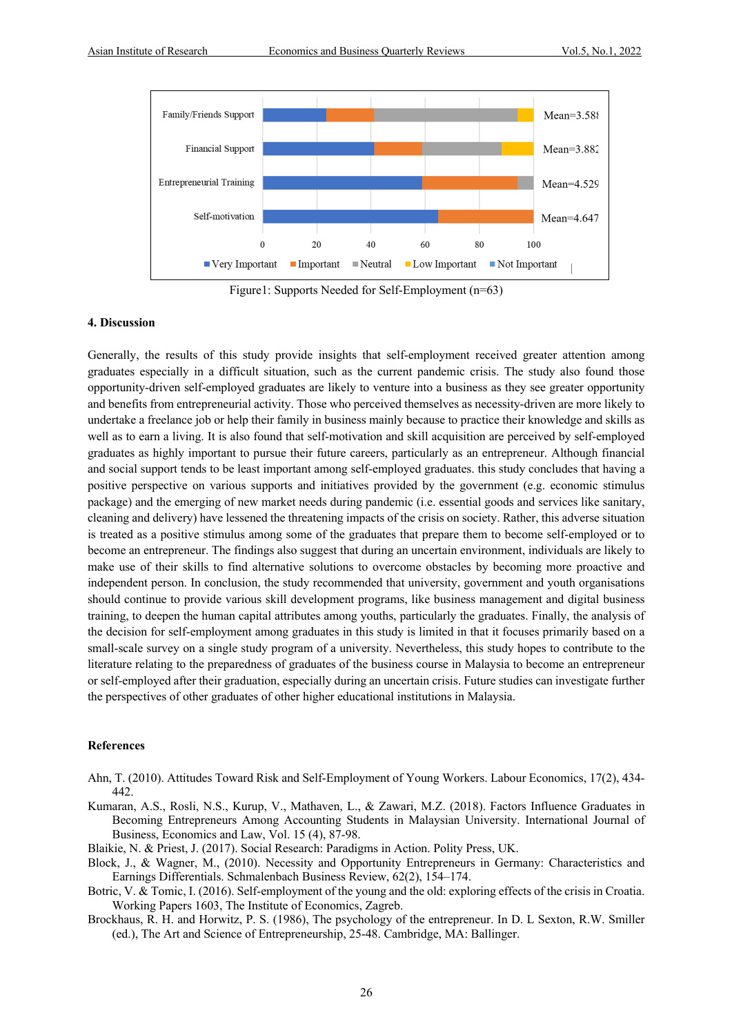Figure1: Supports Needed for Self-Employment (n=63)

## 4. Discussion

Generally, the results of this study provide insights that self-employment received greater attention among graduates especially in a difficult situation, such as the current pandemic crisis. The study also found those opportunity-driven self-employed graduates are likely to venture into a business as they see greater opportunity and benefits from entrepreneurial activity. Those who perceived themselves as necessity-driven are more likely to undertake a freelance job or help their family in business mainly because to practice their knowledge and skills as well as to earn a living. It is also found that self-motivation and skill acquisition are perceived by self-employed graduates as highly important to pursue their future careers, particularly as an entrepreneur. Although financial and social support tends to be least important among self-employed graduates. this study concludes that having a positive perspective on various supports and initiatives provided by the government (e.g. economic stimulus package) and the emerging of new market needs during pandemic (i.e. essential goods and services like sanitary, cleaning and delivery) have lessened the threatening impacts of the crisis on society. Rather, this adverse situation is treated as a positive stimulus among some of the graduates that prepare them to become self-employed or to become an entrepreneur. The findings also suggest that during an uncertain environment, individuals are likely to make use of their skills to find alternative solutions to overcome obstacles by becoming more proactive and independent person. In conclusion, the study recommended that university, government and youth organisations should continue to provide various skill development programs, like business management and digital business training, to deepen the human capital attributes among youths, particularly the graduates. Finally, the analysis of the decision for self-employment among graduates in this study is limited in that it focuses primarily based on a small-scale survey on a single study program of a university. Nevertheless, this study hopes to contribute to the literature relating to the preparedness of graduates of the business course in Malaysia to become an entrepreneur or self-employed after their graduation, especially during an uncertain crisis. Future studies can investigate further the perspectives of other graduates of other higher educational institutions in Malaysia.

## References

Ahn, T. (2010). Attitudes Toward Risk and Self-Employment of Young Workers. Labour Economics, 17(2), 434-442.

Kumaran, A.S., Rosli, N.S., Kurup, V., Mathaven, L., & Zawari, M.Z. (2018). Factors Influence Graduates in Becoming Entrepreneurs Among Accounting Students in Malaysian University. International Journal of Business, Economics and Law, Vol. 15 (4), 87-98.

Blaikie, N. & Priest, J. (2017). Social Research: Paradigms in Action. Polity Press, UK.

Block, J., & Wagner, M., (2010). Necessity and Opportunity Entrepreneurs in Germany: Characteristics and Earnings Differentials. Schmalenbach Business Review, 62(2), 154–174.

Botric, V. & Tomic, I. (2016). Self-employment of the young and the old: exploring effects of the crisis in Croatia. Working Papers 1603, The Institute of Economics, Zagreb.

Brockhaus, R. H. and Horwitz, P. S. (1986), The psychology of the entrepreneur. In D. L Sexton, R.W. Smiller (ed.), The Art and Science of Entrepreneurship, 25-48. Cambridge, MA: Ballinger.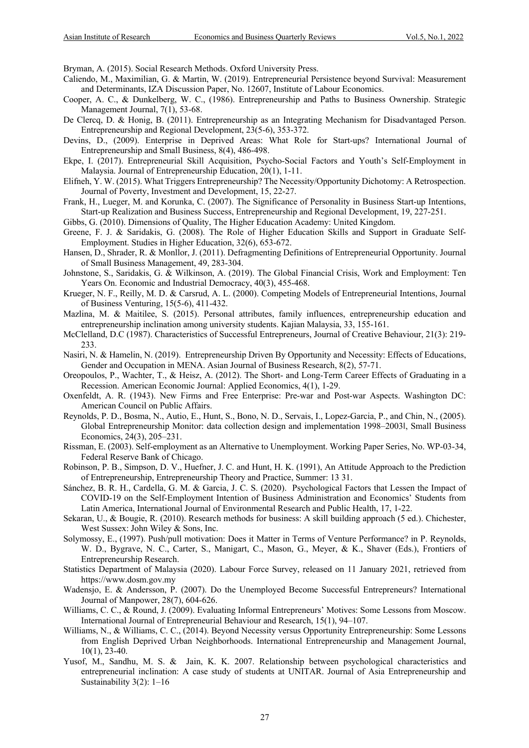Bryman, A. (2015). Social Research Methods. Oxford University Press.

Caliendo, M., Maximilian, G. & Martin, W. (2019). Entrepreneurial Persistence beyond Survival: Measurement and Determinants, IZA Discussion Paper, No. 12607, Institute of Labour Economics.

Cooper, A. C., & Dunkelberg, W. C., (1986). Entrepreneurship and Paths to Business Ownership. Strategic Management Journal, 7(1), 53-68.

De Clercq, D. & Honig, B. (2011). Entrepreneurship as an Integrating Mechanism for Disadvantaged Person. Entrepreneurship and Regional Development, 23(5-6), 353-372.

Devins, D., (2009). Enterprise in Deprived Areas: What Role for Start-ups? International Journal of Entrepreneurship and Small Business, 8(4), 486-498.

Ekpe, I. (2017). Entrepreneurial Skill Acquisition, Psycho-Social Factors and Youth's Self-Employment in Malaysia. Journal of Entrepreneurship Education, 20(1), 1-11.

Elifneh, Y. W. (2015). What Triggers Entrepreneurship? The Necessity/Opportunity Dichotomy: A Retrospection. Journal of Poverty, Investment and Development, 15, 22-27.

Frank, H., Lueger, M. and Korunka, C. (2007). The Significance of Personality in Business Start-up Intentions, Start-up Realization and Business Success, Entrepreneurship and Regional Development, 19, 227-251.

Gibbs, G. (2010). Dimensions of Quality, The Higher Education Academy: United Kingdom.

Greene, F. J. & Saridakis, G. (2008). The Role of Higher Education Skills and Support in Graduate Self-Employment. Studies in Higher Education, 32(6), 653-672.

Hansen, D., Shrader, R. & Monllor, J. (2011). Defragmenting Definitions of Entrepreneurial Opportunity. Journal of Small Business Management, 49, 283-304.

Johnstone, S., Saridakis, G. & Wilkinson, A. (2019). The Global Financial Crisis, Work and Employment: Ten Years On. Economic and Industrial Democracy, 40(3), 455-468.

Krueger, N. F., Reilly, M. D. & Carsrud, A. L. (2000). Competing Models of Entrepreneurial Intentions, Journal of Business Venturing, 15(5-6), 411-432.

Mazlina, M. & Maitilee, S. (2015). Personal attributes, family influences, entrepreneurship education and entrepreneurship inclination among university students. Kajian Malaysia, 33, 155-161.

McClelland, D.C (1987). Characteristics of Successful Entrepreneurs, Journal of Creative Behaviour, 21(3): 219-233.

Nasiri, N. & Hamelin, N. (2019). Entrepreneurship Driven By Opportunity and Necessity: Effects of Educations, Gender and Occupation in MENA. Asian Journal of Business Research, 8(2), 57-71.

Oreopoulos, P., Wachter, T., & Heisz, A. (2012). The Short- and Long-Term Career Effects of Graduating in a Recession. American Economic Journal: Applied Economics, 4(1), 1-29.

Oxenfeldt, A. R. (1943). New Firms and Free Enterprise: Pre-war and Post-war Aspects. Washington DC: American Council on Public Affairs.

Reynolds, P. D., Bosma, N., Autio, E., Hunt, S., Bono, N. D., Servais, I., Lopez-Garcia, P., and Chin, N., (2005). Global Entrepreneurship Monitor: data collection design and implementation 1998–2003‖, Small Business Economics, 24(3), 205–231.

Rissman, E. (2003). Self-employment as an Alternative to Unemployment. Working Paper Series, No. WP-03-34, Federal Reserve Bank of Chicago.

Robinson, P. B., Simpson, D. V., Huefner, J. C. and Hunt, H. K. (1991), An Attitude Approach to the Prediction of Entrepreneurship, Entrepreneurship Theory and Practice, Summer: 13 31.

Sánchez, B. R. H., Cardella, G. M. & Garcia, J. C. S. (2020). Psychological Factors that Lessen the Impact of COVID-19 on the Self-Employment Intention of Business Administration and Economics' Students from Latin America, International Journal of Environmental Research and Public Health, 17, 1-22.

Sekaran, U., & Bougie, R. (2010). Research methods for business: A skill building approach (5 ed.). Chichester, West Sussex: John Wiley & Sons, Inc.

Solymossy, E., (1997). Push/pull motivation: Does it Matter in Terms of Venture Performance? in P. Reynolds, W. D., Bygrave, N. C., Carter, S., Manigart, C., Mason, G., Meyer, & K., Shaver (Eds.), Frontiers of Entrepreneurship Research.

Statistics Department of Malaysia (2020). Labour Force Survey, released on 11 January 2021, retrieved from https://www.dosm.gov.my

Wadensjo, E. & Andersson, P. (2007). Do the Unemployed Become Successful Entrepreneurs? International Journal of Manpower, 28(7), 604-626.

Williams, C. C., & Round, J. (2009). Evaluating Informal Entrepreneurs' Motives: Some Lessons from Moscow. International Journal of Entrepreneurial Behaviour and Research, 15(1), 94–107.

Williams, N., & Williams, C. C., (2014). Beyond Necessity versus Opportunity Entrepreneurship: Some Lessons from English Deprived Urban Neighborhoods. International Entrepreneurship and Management Journal, 10(1), 23-40.

Yusof, M., Sandhu, M. S. & Jain, K. K. 2007. Relationship between psychological characteristics and entrepreneurial inclination: A case study of students at UNITAR. Journal of Asia Entrepreneurship and Sustainability 3(2): 1–16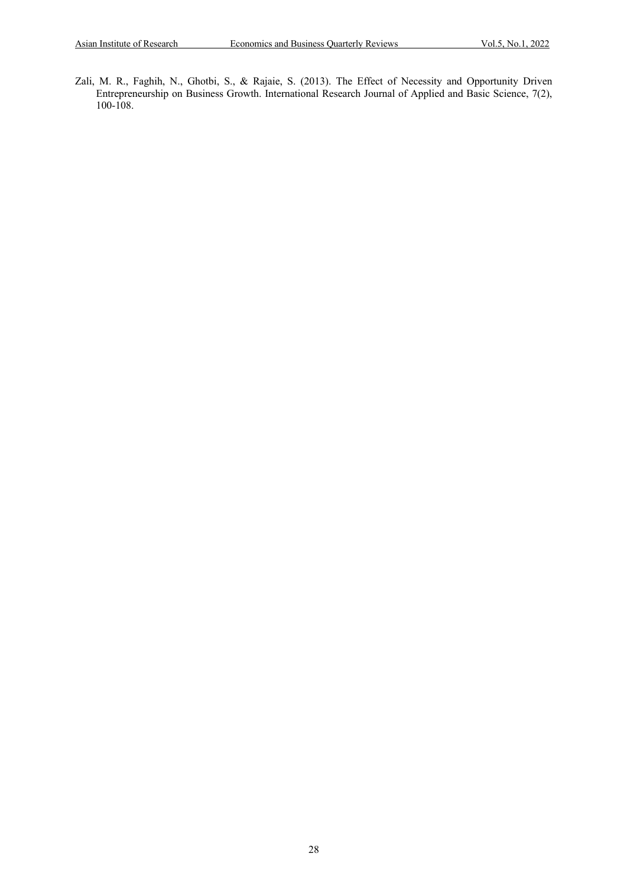Zali, M. R., Faghih, N., Ghotbi, S., & Rajaie, S. (2013). The Effect of Necessity and Opportunity Driven Entrepreneurship on Business Growth. International Research Journal of Applied and Basic Science, 7(2), 100-108.